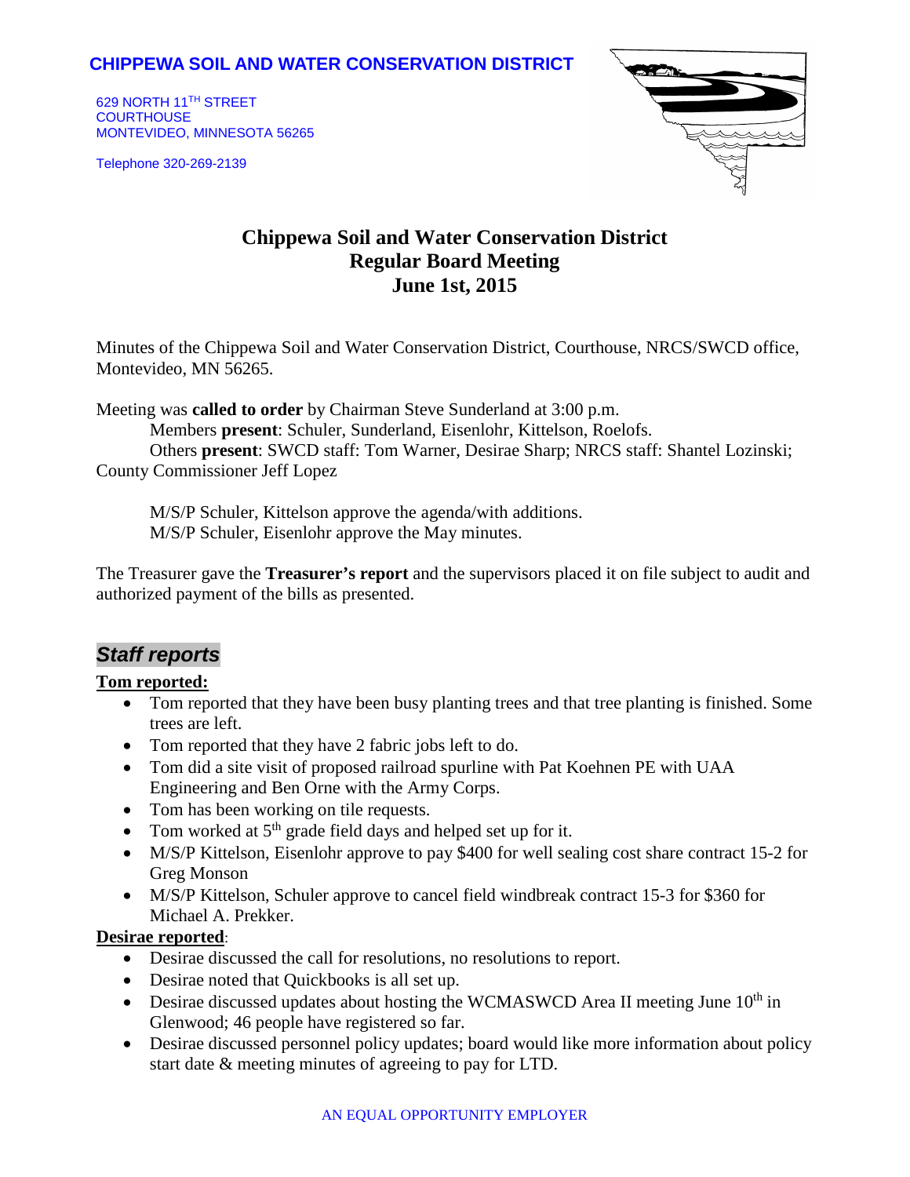**CHIPPEWA SOIL AND WATER CONSERVATION DISTRICT**

629 NORTH 11TH STREET
COURTHOUSE
MONTEVIDEO, MINNESOTA 56265

Telephone 320-269-2139

# Chippewa Soil and Water Conservation District
## Regular Board Meeting
## June 1st, 2015

Minutes of the Chippewa Soil and Water Conservation District, Courthouse, NRCS/SWCD office, Montevideo, MN 56265.

Meeting was **called to order** by Chairman Steve Sunderland at 3:00 p.m.
Members **present**: Schuler, Sunderland, Eisenlohr, Kittelson, Roelofs.
Others **present**: SWCD staff: Tom Warner, Desirae Sharp; NRCS staff: Shantel Lozinski; County Commissioner Jeff Lopez

M/S/P Schuler, Kittelson approve the agenda/with additions.
M/S/P Schuler, Eisenlohr approve the May minutes.

The Treasurer gave the **Treasurer's report** and the supervisors placed it on file subject to audit and authorized payment of the bills as presented.

## *Staff reports*

**Tom reported:**

- Tom reported that they have been busy planting trees and that tree planting is finished. Some trees are left.
- Tom reported that they have 2 fabric jobs left to do.
- Tom did a site visit of proposed railroad spurline with Pat Koehnen PE with UAA Engineering and Ben Orne with the Army Corps.
- Tom has been working on tile requests.
- Tom worked at 5th grade field days and helped set up for it.
- M/S/P Kittelson, Eisenlohr approve to pay $400 for well sealing cost share contract 15-2 for Greg Monson
- M/S/P Kittelson, Schuler approve to cancel field windbreak contract 15-3 for $360 for Michael A. Prekker.

**Desirae reported**:

- Desirae discussed the call for resolutions, no resolutions to report.
- Desirae noted that Quickbooks is all set up.
- Desirae discussed updates about hosting the WCMASWCD Area II meeting June 10th in Glenwood; 46 people have registered so far.
- Desirae discussed personnel policy updates; board would like more information about policy start date & meeting minutes of agreeing to pay for LTD.

AN EQUAL OPPORTUNITY EMPLOYER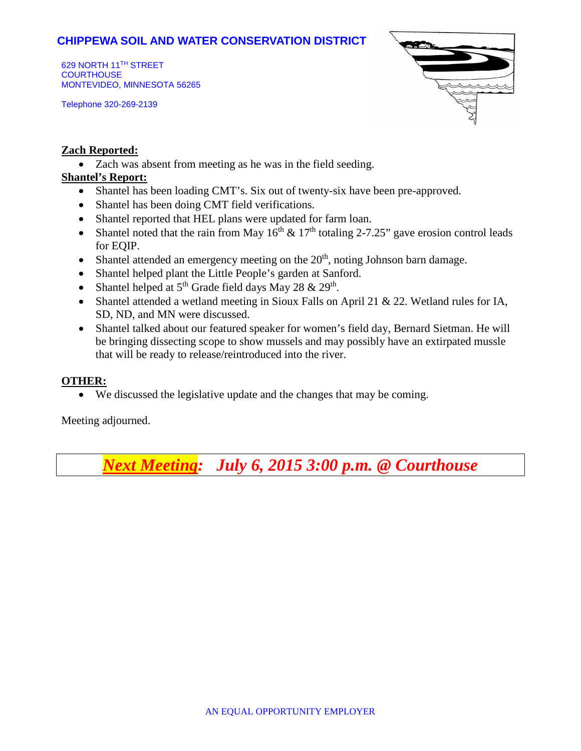**CHIPPEWA SOIL AND WATER CONSERVATION DISTRICT**

629 NORTH 11TH STREET
COURTHOUSE
MONTEVIDEO, MINNESOTA 56265

Telephone 320-269-2139

**Zach Reported:**

- Zach was absent from meeting as he was in the field seeding.

**Shantel's Report:**

- Shantel has been loading CMT's. Six out of twenty-six have been pre-approved.
- Shantel has been doing CMT field verifications.
- Shantel reported that HEL plans were updated for farm loan.
- Shantel noted that the rain from May 16th & 17th totaling 2-7.25" gave erosion control leads for EQIP.
- Shantel attended an emergency meeting on the 20th, noting Johnson barn damage.
- Shantel helped plant the Little People's garden at Sanford.
- Shantel helped at 5th Grade field days May 28 & 29th.
- Shantel attended a wetland meeting in Sioux Falls on April 21 & 22. Wetland rules for IA, SD, ND, and MN were discussed.
- Shantel talked about our featured speaker for women's field day, Bernard Sietman. He will be bringing dissecting scope to show mussels and may possibly have an extirpated mussle that will be ready to release/reintroduced into the river.

**OTHER:**

- We discussed the legislative update and the changes that may be coming.

Meeting adjourned.

***Next Meeting: July 6, 2015 3:00 p.m. @ Courthouse***

AN EQUAL OPPORTUNITY EMPLOYER